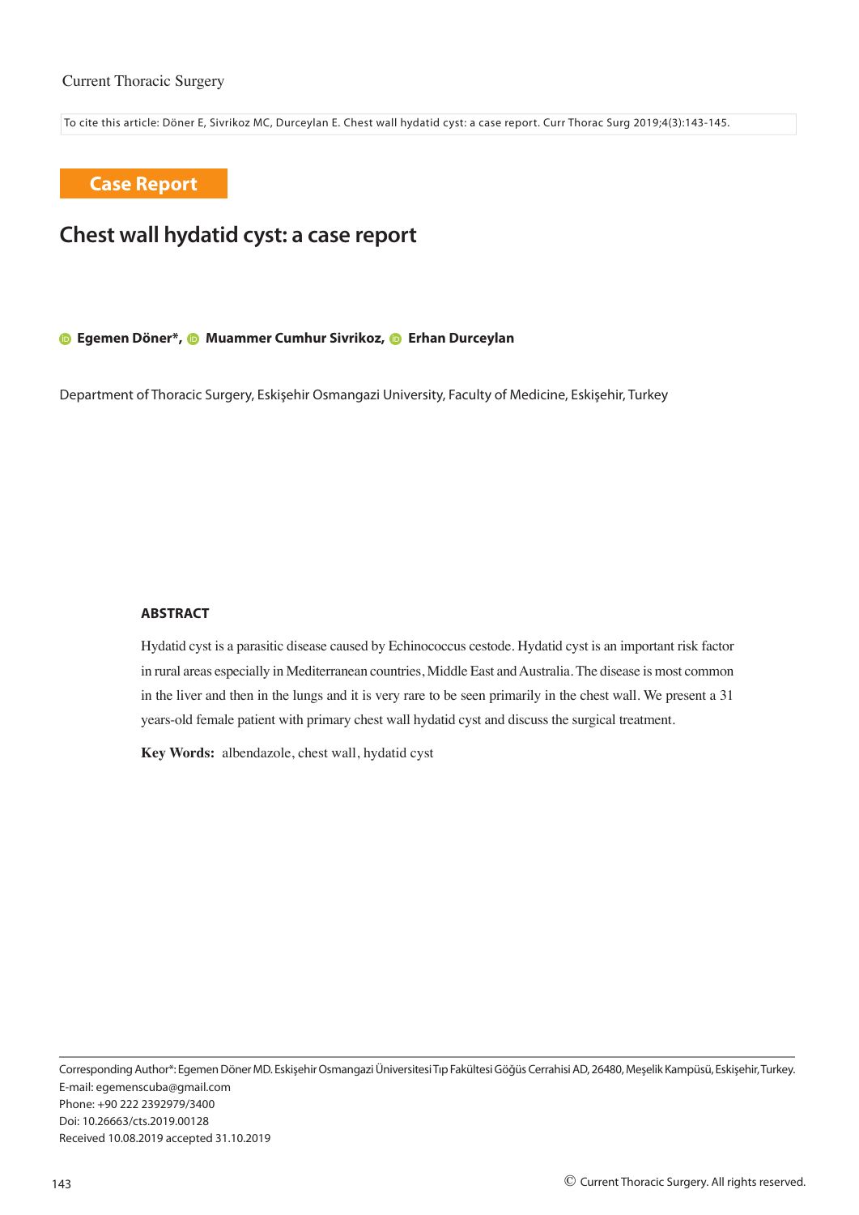Current Thoracic Surgery

To cite this article: Döner E, Sivrikoz MC, Durceylan E. Chest wall hydatid cyst: a case report. Curr Thorac Surg 2019;4(3):143-145.

**Case Report**

# Chest wall hydatid cyst: a case report

**Egemen Döner*, Muammer Cumhur Sivrikoz, Erhan Durceylan**

Department of Thoracic Surgery, Eskişehir Osmangazi University, Faculty of Medicine, Eskişehir, Turkey

## ABSTRACT

Hydatid cyst is a parasitic disease caused by Echinococcus cestode. Hydatid cyst is an important risk factor in rural areas especially in Mediterranean countries, Middle East and Australia. The disease is most common in the liver and then in the lungs and it is very rare to be seen primarily in the chest wall. We present a 31 years-old female patient with primary chest wall hydatid cyst and discuss the surgical treatment.

**Key Words:** albendazole, chest wall, hydatid cyst

Corresponding Author*: Egemen Döner MD. Eskişehir Osmangazi Üniversitesi Tıp Fakültesi Göğüs Cerrahisi AD, 26480, Meşelik Kampüsü, Eskişehir, Turkey.
E-mail: egemenscuba@gmail.com
Phone: +90 222 2392979/3400
Doi: 10.26663/cts.2019.00128
Received 10.08.2019 accepted 31.10.2019

© Current Thoracic Surgery. All rights reserved.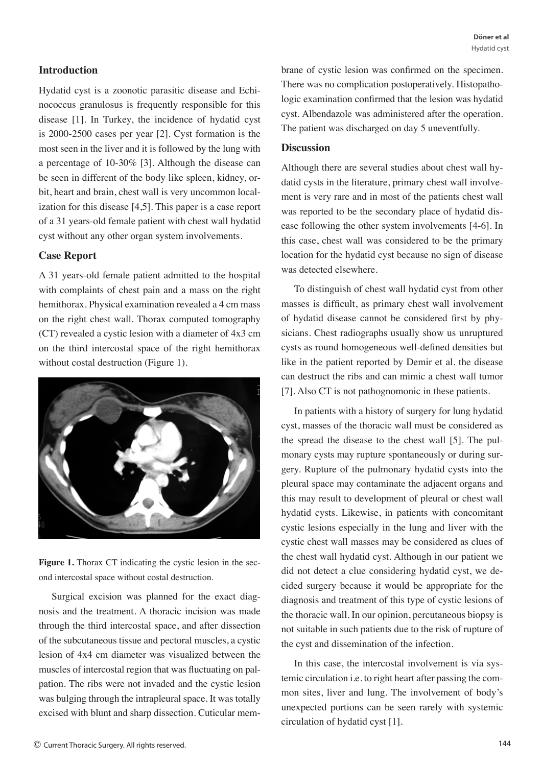## Introduction

Hydatid cyst is a zoonotic parasitic disease and Echinococcus granulosus is frequently responsible for this disease [1]. In Turkey, the incidence of hydatid cyst is 2000-2500 cases per year [2]. Cyst formation is the most seen in the liver and it is followed by the lung with a percentage of 10-30% [3]. Although the disease can be seen in different of the body like spleen, kidney, orbit, heart and brain, chest wall is very uncommon localization for this disease [4,5]. This paper is a case report of a 31 years-old female patient with chest wall hydatid cyst without any other organ system involvements.

## Case Report

A 31 years-old female patient admitted to the hospital with complaints of chest pain and a mass on the right hemithorax. Physical examination revealed a 4 cm mass on the right chest wall. Thorax computed tomography (CT) revealed a cystic lesion with a diameter of 4x3 cm on the third intercostal space of the right hemithorax without costal destruction (Figure 1).

**Figure 1.** Thorax CT indicating the cystic lesion in the second intercostal space without costal destruction.

Surgical excision was planned for the exact diagnosis and the treatment. A thoracic incision was made through the third intercostal space, and after dissection of the subcutaneous tissue and pectoral muscles, a cystic lesion of 4x4 cm diameter was visualized between the muscles of intercostal region that was fluctuating on palpation. The ribs were not invaded and the cystic lesion was bulging through the intrapleural space. It was totally excised with blunt and sharp dissection. Cuticular membrane of cystic lesion was confirmed on the specimen. There was no complication postoperatively. Histopathologic examination confirmed that the lesion was hydatid cyst. Albendazole was administered after the operation. The patient was discharged on day 5 uneventfully.

## Discussion

Although there are several studies about chest wall hydatid cysts in the literature, primary chest wall involvement is very rare and in most of the patients chest wall was reported to be the secondary place of hydatid disease following the other system involvements [4-6]. In this case, chest wall was considered to be the primary location for the hydatid cyst because no sign of disease was detected elsewhere.

To distinguish of chest wall hydatid cyst from other masses is difficult, as primary chest wall involvement of hydatid disease cannot be considered first by physicians. Chest radiographs usually show us unruptured cysts as round homogeneous well-defined densities but like in the patient reported by Demir et al. the disease can destruct the ribs and can mimic a chest wall tumor [7]. Also CT is not pathognomonic in these patients.

In patients with a history of surgery for lung hydatid cyst, masses of the thoracic wall must be considered as the spread the disease to the chest wall [5]. The pulmonary cysts may rupture spontaneously or during surgery. Rupture of the pulmonary hydatid cysts into the pleural space may contaminate the adjacent organs and this may result to development of pleural or chest wall hydatid cysts. Likewise, in patients with concomitant cystic lesions especially in the lung and liver with the cystic chest wall masses may be considered as clues of the chest wall hydatid cyst. Although in our patient we did not detect a clue considering hydatid cyst, we decided surgery because it would be appropriate for the diagnosis and treatment of this type of cystic lesions of the thoracic wall. In our opinion, percutaneous biopsy is not suitable in such patients due to the risk of rupture of the cyst and dissemination of the infection.

In this case, the intercostal involvement is via systemic circulation i.e. to right heart after passing the common sites, liver and lung. The involvement of body's unexpected portions can be seen rarely with systemic circulation of hydatid cyst [1].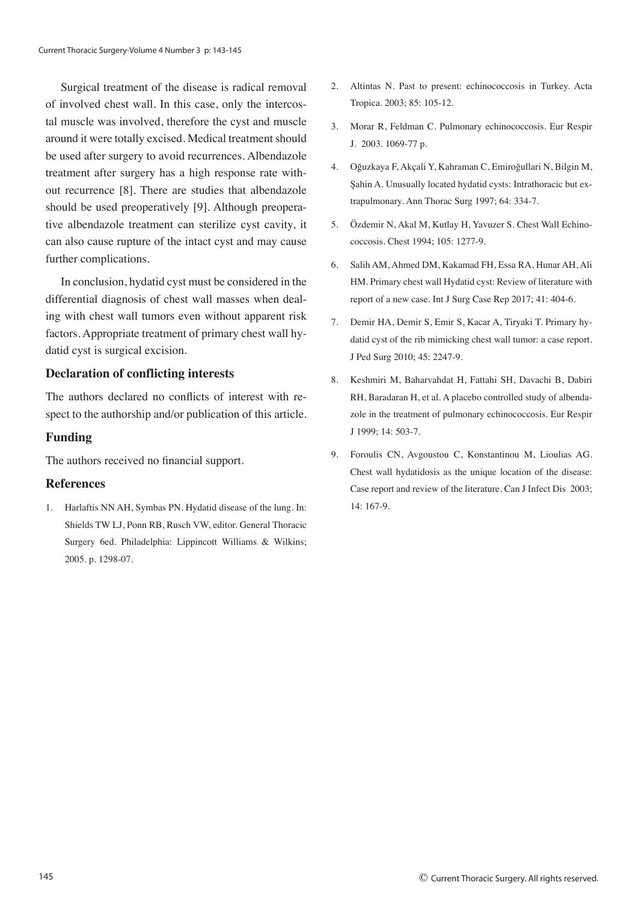Surgical treatment of the disease is radical removal of involved chest wall. In this case, only the intercostal muscle was involved, therefore the cyst and muscle around it were totally excised. Medical treatment should be used after surgery to avoid recurrences. Albendazole treatment after surgery has a high response rate without recurrence [8]. There are studies that albendazole should be used preoperatively [9]. Although preoperative albendazole treatment can sterilize cyst cavity, it can also cause rupture of the intact cyst and may cause further complications.

In conclusion, hydatid cyst must be considered in the differential diagnosis of chest wall masses when dealing with chest wall tumors even without apparent risk factors. Appropriate treatment of primary chest wall hydatid cyst is surgical excision.

## Declaration of conflicting interests

The authors declared no conflicts of interest with respect to the authorship and/or publication of this article.

## Funding

The authors received no financial support.

## References

1. Harlaftis NN AH, Symbas PN. Hydatid disease of the lung. In: Shields TW LJ, Ponn RB, Rusch VW, editor. General Thoracic Surgery 6ed. Philadelphia: Lippincott Williams & Wilkins; 2005. p. 1298-07.
2. Altintas N. Past to present: echinococcosis in Turkey. Acta Tropica. 2003; 85: 105-12.
3. Morar R, Feldman C. Pulmonary echinococcosis. Eur Respir J. 2003. 1069-77 p.
4. Oğuzkaya F, Akçali Y, Kahraman C, Emiroğullari N, Bilgin M, Şahin A. Unusually located hydatid cysts: Intrathoracic but extrapulmonary. Ann Thorac Surg 1997; 64: 334-7.
5. Özdemir N, Akal M, Kutlay H, Yavuzer S. Chest Wall Echinococcosis. Chest 1994; 105: 1277-9.
6. Salih AM, Ahmed DM, Kakamad FH, Essa RA, Hunar AH, Ali HM. Primary chest wall Hydatid cyst: Review of literature with report of a new case. Int J Surg Case Rep 2017; 41: 404-6.
7. Demir HA, Demir S, Emir S, Kacar A, Tiryaki T. Primary hydatid cyst of the rib mimicking chest wall tumor: a case report. J Ped Surg 2010; 45: 2247-9.
8. Keshmiri M, Baharvahdat H, Fattahi SH, Davachi B, Dabiri RH, Baradaran H, et al. A placebo controlled study of albendazole in the treatment of pulmonary echinococcosis. Eur Respir J 1999; 14: 503-7.
9. Foroulis CN, Avgoustou C, Konstantinou M, Lioulias AG. Chest wall hydatidosis as the unique location of the disease: Case report and review of the literature. Can J Infect Dis 2003; 14: 167-9.